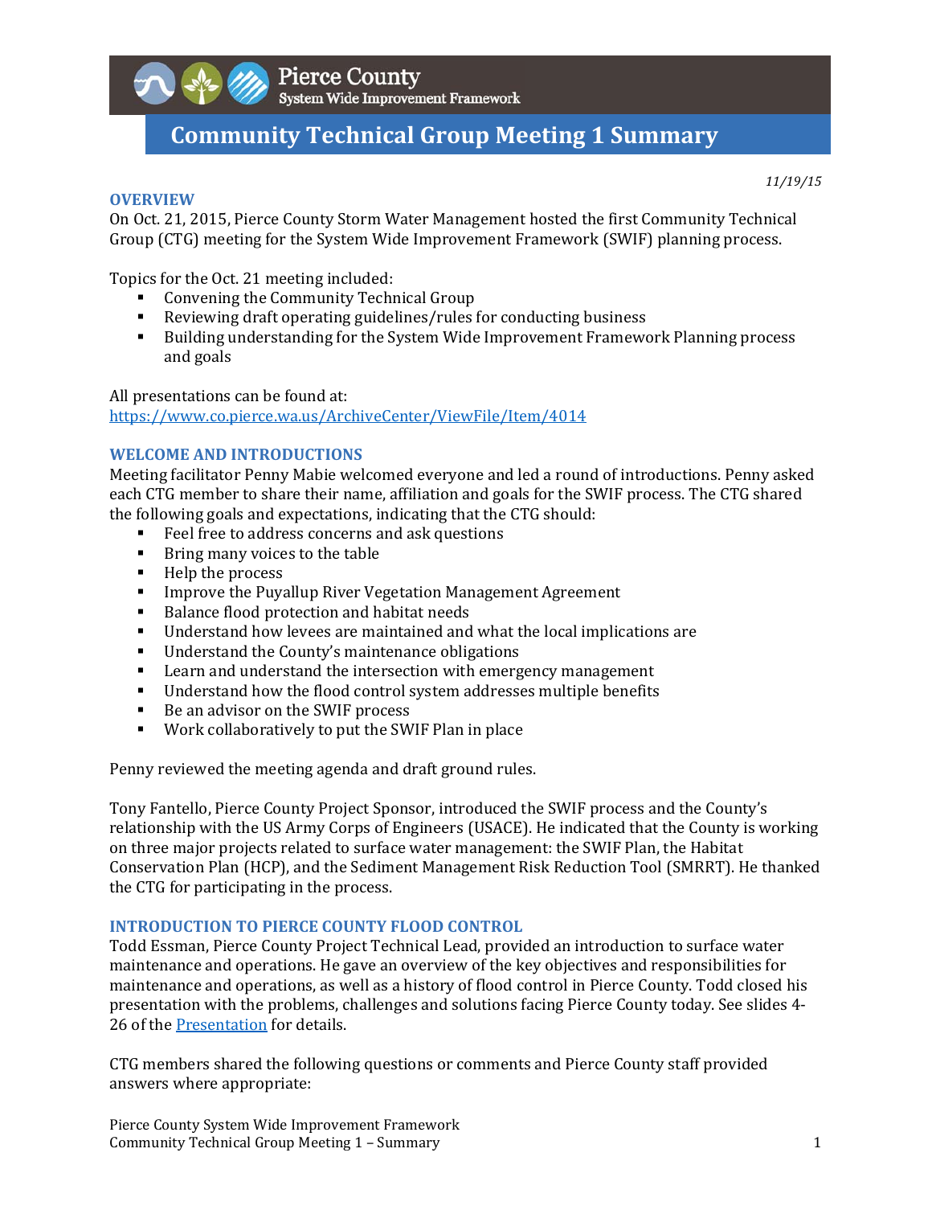# Pierce County System Wide Improvement Framework

# Community Technical Group Meeting 1 Summary

*11/19/15*

## OVERVIEW

On Oct. 21, 2015, Pierce County Storm Water Management hosted the first Community Technical Group (CTG) meeting for the System Wide Improvement Framework (SWIF) planning process.

Topics for the Oct. 21 meeting included:

- Convening the Community Technical Group
- Reviewing draft operating guidelines/rules for conducting business
- Building understanding for the System Wide Improvement Framework Planning process and goals

All presentations can be found at:
[https://www.co.pierce.wa.us/ArchiveCenter/ViewFile/Item/4014](https://www.co.pierce.wa.us/ArchiveCenter/ViewFile/Item/4014)

## WELCOME AND INTRODUCTIONS

Meeting facilitator Penny Mabie welcomed everyone and led a round of introductions. Penny asked each CTG member to share their name, affiliation and goals for the SWIF process. The CTG shared the following goals and expectations, indicating that the CTG should:

- Feel free to address concerns and ask questions
- Bring many voices to the table
- Help the process
- Improve the Puyallup River Vegetation Management Agreement
- Balance flood protection and habitat needs
- Understand how levees are maintained and what the local implications are
- Understand the County's maintenance obligations
- Learn and understand the intersection with emergency management
- Understand how the flood control system addresses multiple benefits
- Be an advisor on the SWIF process
- Work collaboratively to put the SWIF Plan in place

Penny reviewed the meeting agenda and draft ground rules.

Tony Fantello, Pierce County Project Sponsor, introduced the SWIF process and the County's relationship with the US Army Corps of Engineers (USACE). He indicated that the County is working on three major projects related to surface water management: the SWIF Plan, the Habitat Conservation Plan (HCP), and the Sediment Management Risk Reduction Tool (SMRRT). He thanked the CTG for participating in the process.

## INTRODUCTION TO PIERCE COUNTY FLOOD CONTROL

Todd Essman, Pierce County Project Technical Lead, provided an introduction to surface water maintenance and operations. He gave an overview of the key objectives and responsibilities for maintenance and operations, as well as a history of flood control in Pierce County. Todd closed his presentation with the problems, challenges and solutions facing Pierce County today. See slides 4-26 of the Presentation for details.

CTG members shared the following questions or comments and Pierce County staff provided answers where appropriate: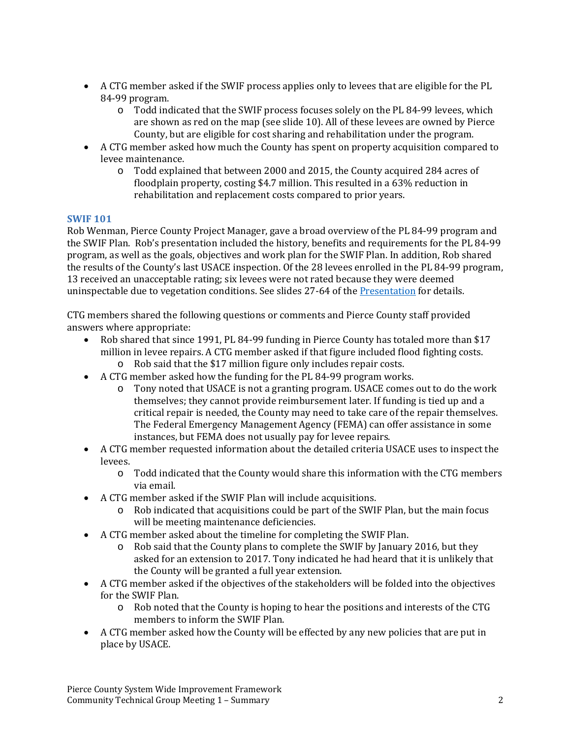- A CTG member asked if the SWIF process applies only to levees that are eligible for the PL 84-99 program.
  - Todd indicated that the SWIF process focuses solely on the PL 84-99 levees, which are shown as red on the map (see slide 10). All of these levees are owned by Pierce County, but are eligible for cost sharing and rehabilitation under the program.
- A CTG member asked how much the County has spent on property acquisition compared to levee maintenance.
  - Todd explained that between 2000 and 2015, the County acquired 284 acres of floodplain property, costing $4.7 million. This resulted in a 63% reduction in rehabilitation and replacement costs compared to prior years.

### SWIF 101

Rob Wenman, Pierce County Project Manager, gave a broad overview of the PL 84-99 program and the SWIF Plan. Rob's presentation included the history, benefits and requirements for the PL 84-99 program, as well as the goals, objectives and work plan for the SWIF Plan. In addition, Rob shared the results of the County's last USACE inspection. Of the 28 levees enrolled in the PL 84-99 program, 13 received an unacceptable rating; six levees were not rated because they were deemed uninspectable due to vegetation conditions. See slides 27-64 of the Presentation for details.

CTG members shared the following questions or comments and Pierce County staff provided answers where appropriate:

- Rob shared that since 1991, PL 84-99 funding in Pierce County has totaled more than $17 million in levee repairs. A CTG member asked if that figure included flood fighting costs.
  - Rob said that the $17 million figure only includes repair costs.
- A CTG member asked how the funding for the PL 84-99 program works.
  - Tony noted that USACE is not a granting program. USACE comes out to do the work themselves; they cannot provide reimbursement later. If funding is tied up and a critical repair is needed, the County may need to take care of the repair themselves. The Federal Emergency Management Agency (FEMA) can offer assistance in some instances, but FEMA does not usually pay for levee repairs.
- A CTG member requested information about the detailed criteria USACE uses to inspect the levees.
  - Todd indicated that the County would share this information with the CTG members via email.
- A CTG member asked if the SWIF Plan will include acquisitions.
  - Rob indicated that acquisitions could be part of the SWIF Plan, but the main focus will be meeting maintenance deficiencies.
- A CTG member asked about the timeline for completing the SWIF Plan.
  - Rob said that the County plans to complete the SWIF by January 2016, but they asked for an extension to 2017. Tony indicated he had heard that it is unlikely that the County will be granted a full year extension.
- A CTG member asked if the objectives of the stakeholders will be folded into the objectives for the SWIF Plan.
  - Rob noted that the County is hoping to hear the positions and interests of the CTG members to inform the SWIF Plan.
- A CTG member asked how the County will be effected by any new policies that are put in place by USACE.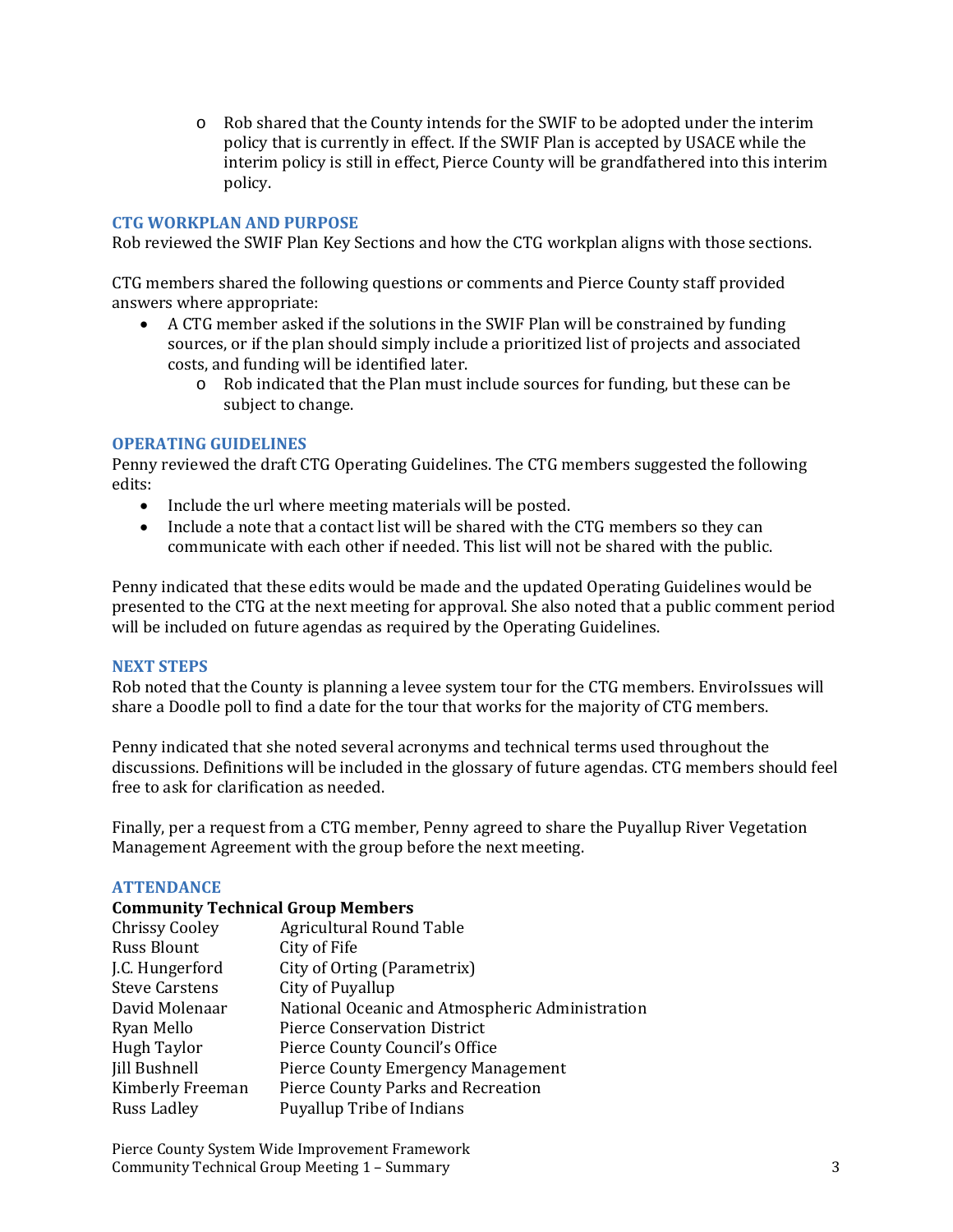- Rob shared that the County intends for the SWIF to be adopted under the interim policy that is currently in effect. If the SWIF Plan is accepted by USACE while the interim policy is still in effect, Pierce County will be grandfathered into this interim policy.

## CTG WORKPLAN AND PURPOSE

Rob reviewed the SWIF Plan Key Sections and how the CTG workplan aligns with those sections.

CTG members shared the following questions or comments and Pierce County staff provided answers where appropriate:

- A CTG member asked if the solutions in the SWIF Plan will be constrained by funding sources, or if the plan should simply include a prioritized list of projects and associated costs, and funding will be identified later.
    - Rob indicated that the Plan must include sources for funding, but these can be subject to change.

## OPERATING GUIDELINES

Penny reviewed the draft CTG Operating Guidelines. The CTG members suggested the following edits:

- Include the url where meeting materials will be posted.
- Include a note that a contact list will be shared with the CTG members so they can communicate with each other if needed. This list will not be shared with the public.

Penny indicated that these edits would be made and the updated Operating Guidelines would be presented to the CTG at the next meeting for approval. She also noted that a public comment period will be included on future agendas as required by the Operating Guidelines.

## NEXT STEPS

Rob noted that the County is planning a levee system tour for the CTG members. EnviroIssues will share a Doodle poll to find a date for the tour that works for the majority of CTG members.

Penny indicated that she noted several acronyms and technical terms used throughout the discussions. Definitions will be included in the glossary of future agendas. CTG members should feel free to ask for clarification as needed.

Finally, per a request from a CTG member, Penny agreed to share the Puyallup River Vegetation Management Agreement with the group before the next meeting.

## ATTENDANCE

### Community Technical Group Members

| | |
|---|---|
| Chrissy Cooley | Agricultural Round Table |
| Russ Blount | City of Fife |
| J.C. Hungerford | City of Orting (Parametrix) |
| Steve Carstens | City of Puyallup |
| David Molenaar | National Oceanic and Atmospheric Administration |
| Ryan Mello | Pierce Conservation District |
| Hugh Taylor | Pierce County Council's Office |
| Jill Bushnell | Pierce County Emergency Management |
| Kimberly Freeman | Pierce County Parks and Recreation |
| Russ Ladley | Puyallup Tribe of Indians |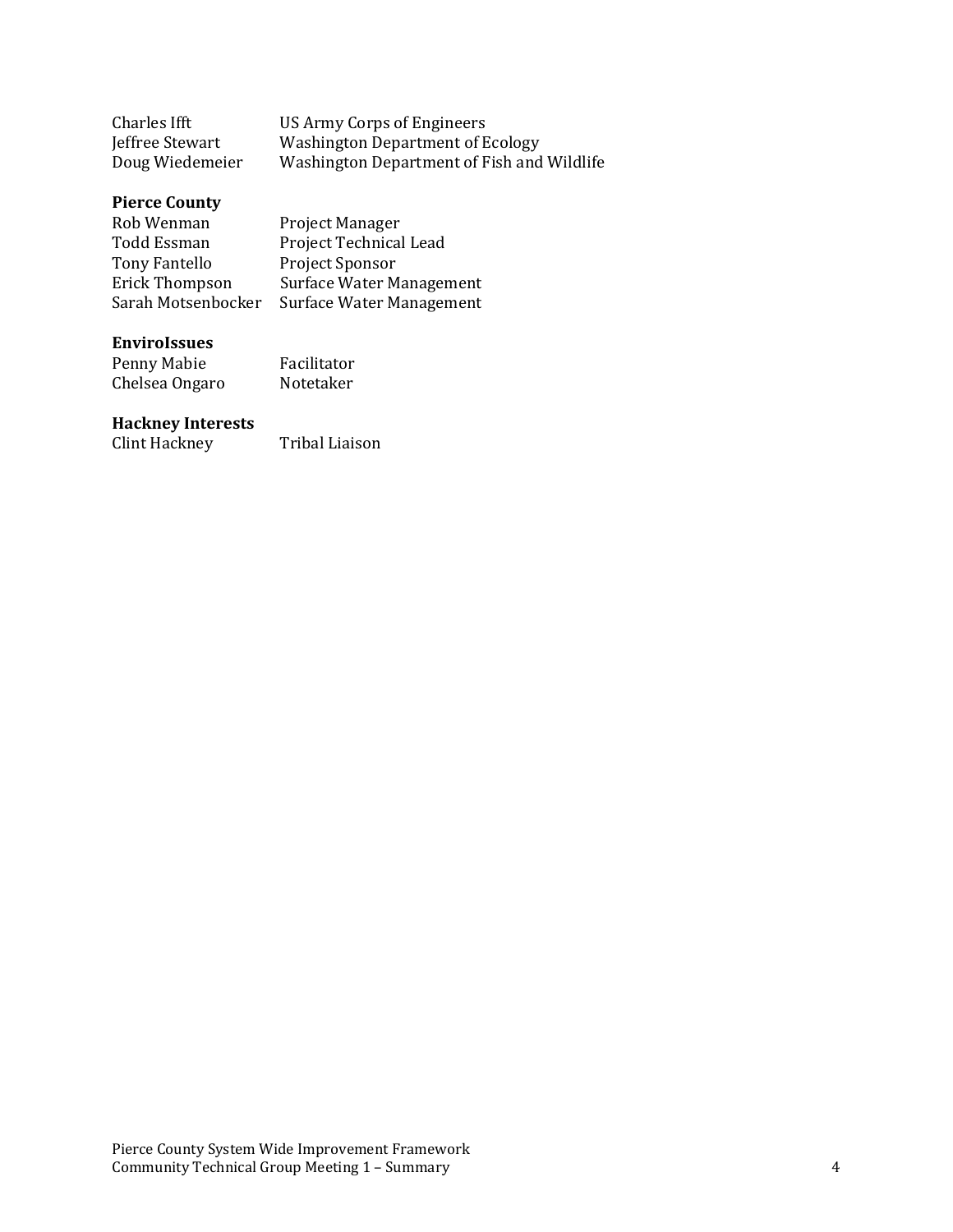| | |
|---|---|
| Charles Ifft | US Army Corps of Engineers |
| Jeffree Stewart | Washington Department of Ecology |
| Doug Wiedemeier | Washington Department of Fish and Wildlife |

**Pierce County**

| | |
|---|---|
| Rob Wenman | Project Manager |
| Todd Essman | Project Technical Lead |
| Tony Fantello | Project Sponsor |
| Erick Thompson | Surface Water Management |
| Sarah Motsenbocker | Surface Water Management |

**EnviroIssues**

| | |
|---|---|
| Penny Mabie | Facilitator |
| Chelsea Ongaro | Notetaker |

**Hackney Interests**

| | |
|---|---|
| Clint Hackney | Tribal Liaison |